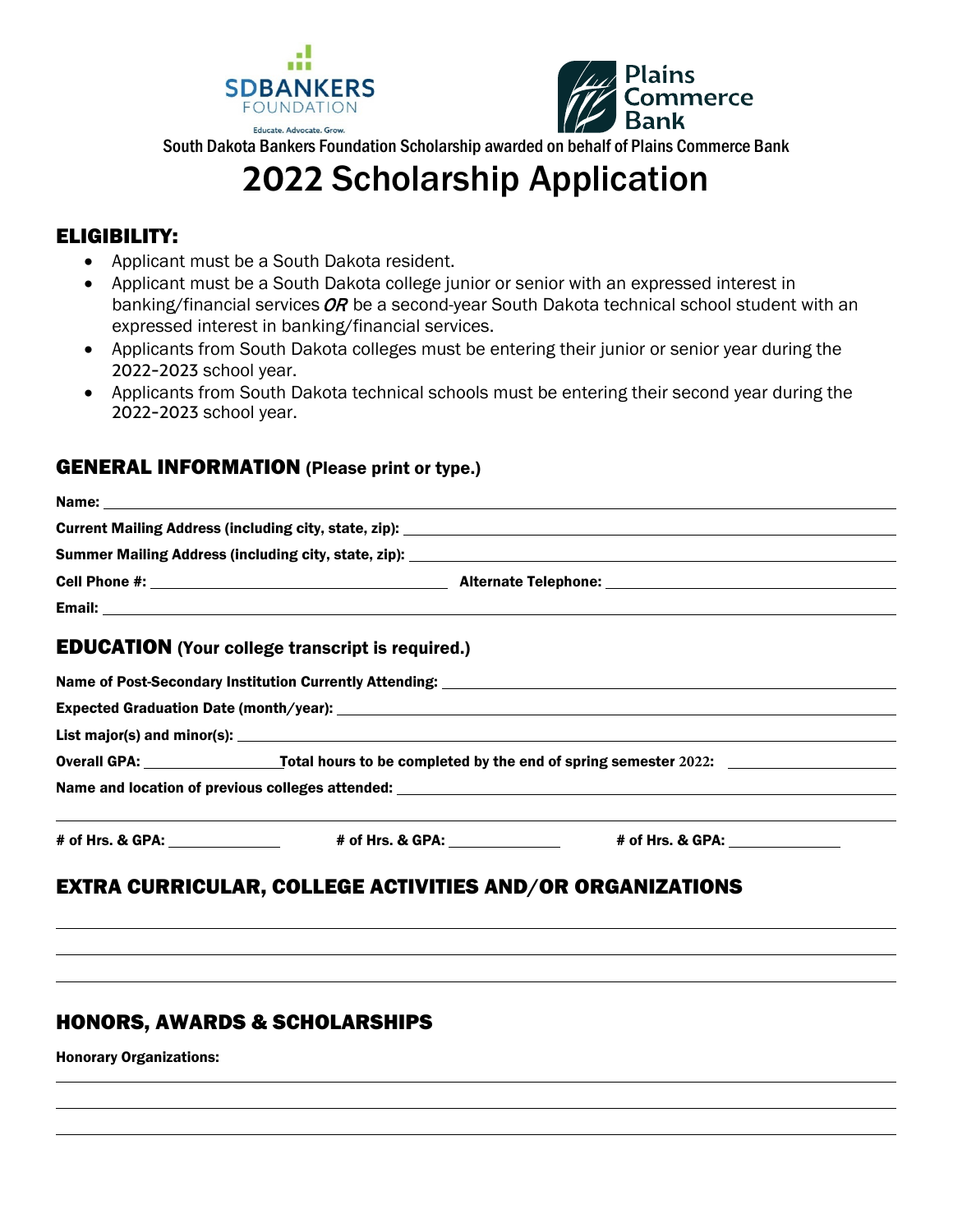SDBANKERS FOUNDATION

Educate. Advocate. Grow.

Plains Commerce Bank

South Dakota Bankers Foundation Scholarship awarded on behalf of Plains Commerce Bank

# 2022 Scholarship Application

## ELIGIBILITY:

- Applicant must be a South Dakota resident.
- Applicant must be a South Dakota college junior or senior with an expressed interest in banking/financial services ***OR*** be a second-year South Dakota technical school student with an expressed interest in banking/financial services.
- Applicants from South Dakota colleges must be entering their junior or senior year during the 2022-2023 school year.
- Applicants from South Dakota technical schools must be entering their second year during the 2022-2023 school year.

## GENERAL INFORMATION (Please print or type.)

**Name:** ______________________________

**Current Mailing Address (including city, state, zip):** ______________________________

**Summer Mailing Address (including city, state, zip):** ______________________________

**Cell Phone #:** ______________________________ **Alternate Telephone:** ______________________________

**Email:** ______________________________

## EDUCATION (Your college transcript is required.)

**Name of Post-Secondary Institution Currently Attending:** ______________________________

**Expected Graduation Date (month/year):** ______________________________

**List major(s) and minor(s):** ______________________________

**Overall GPA:** ______________ **Total hours to be completed by the end of spring semester 2022:** ______________

**Name and location of previous colleges attended:** ______________________________

______________________________

**# of Hrs. & GPA:** ______________ **# of Hrs. & GPA:** ______________ **# of Hrs. & GPA:** ______________

## EXTRA CURRICULAR, COLLEGE ACTIVITIES AND/OR ORGANIZATIONS

______________________________

______________________________

______________________________

## HONORS, AWARDS & SCHOLARSHIPS

**Honorary Organizations:**

______________________________

______________________________

______________________________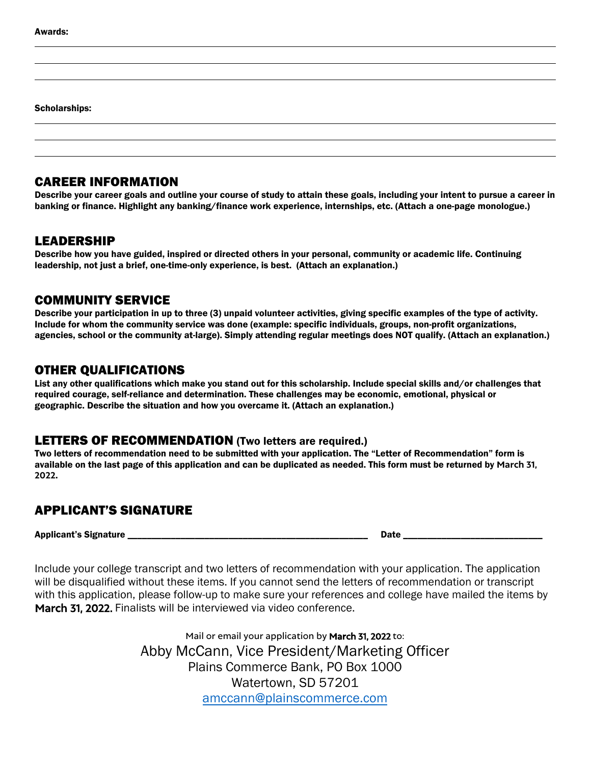**Awards:**

________________________________________________________________________________________________

________________________________________________________________________________________________

________________________________________________________________________________________________

**Scholarships:**

________________________________________________________________________________________________

________________________________________________________________________________________________

________________________________________________________________________________________________

## CAREER INFORMATION

**Describe your career goals and outline your course of study to attain these goals, including your intent to pursue a career in banking or finance. Highlight any banking/finance work experience, internships, etc. (Attach a one-page monologue.)**

## LEADERSHIP

**Describe how you have guided, inspired or directed others in your personal, community or academic life. Continuing leadership, not just a brief, one-time-only experience, is best. (Attach an explanation.)**

## COMMUNITY SERVICE

**Describe your participation in up to three (3) unpaid volunteer activities, giving specific examples of the type of activity. Include for whom the community service was done (example: specific individuals, groups, non-profit organizations, agencies, school or the community at-large). Simply attending regular meetings does NOT qualify. (Attach an explanation.)**

## OTHER QUALIFICATIONS

**List any other qualifications which make you stand out for this scholarship. Include special skills and/or challenges that required courage, self-reliance and determination. These challenges may be economic, emotional, physical or geographic. Describe the situation and how you overcame it. (Attach an explanation.)**

## LETTERS OF RECOMMENDATION (Two letters are required.)

**Two letters of recommendation need to be submitted with your application. The "Letter of Recommendation" form is available on the last page of this application and can be duplicated as needed. This form must be returned by March 31, 2022.**

## APPLICANT'S SIGNATURE

**Applicant's Signature** ______________________________________________ **Date** ___________________________

Include your college transcript and two letters of recommendation with your application. The application will be disqualified without these items. If you cannot send the letters of recommendation or transcript with this application, please follow-up to make sure your references and college have mailed the items by **March 31, 2022.** Finalists will be interviewed via video conference.

Mail or email your application by **March 31, 2022** to:

Abby McCann, Vice President/Marketing Officer
Plains Commerce Bank, PO Box 1000
Watertown, SD 57201
amccann@plainscommerce.com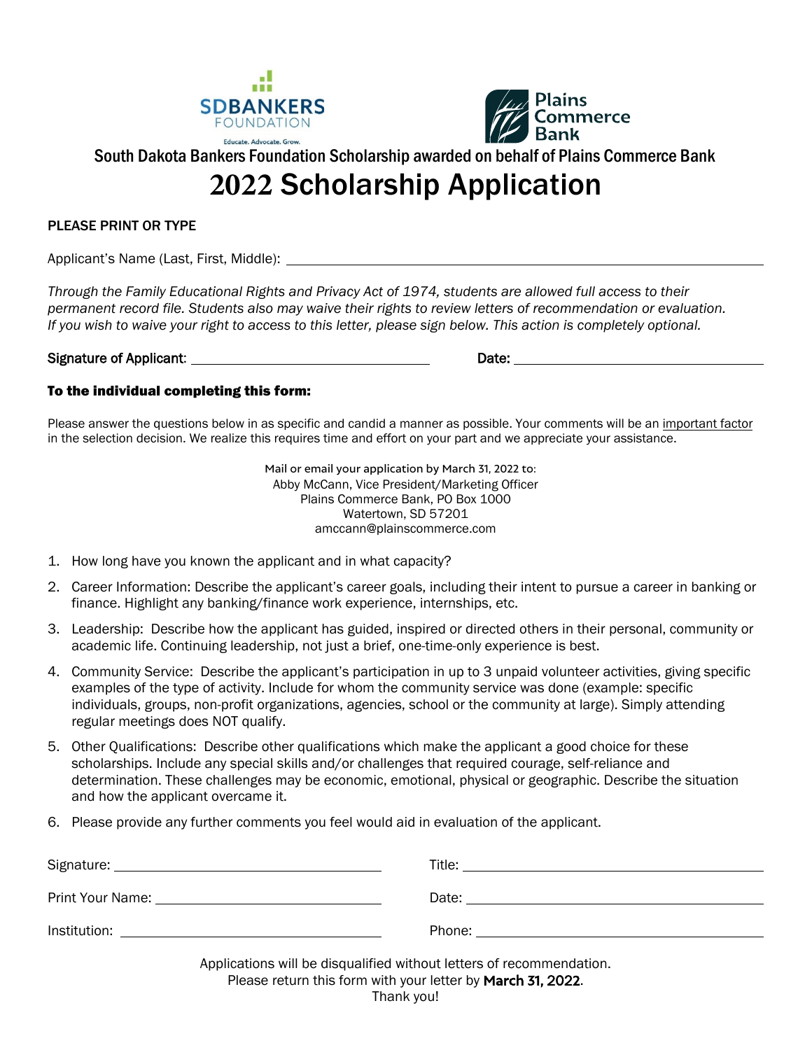SDBANKERS FOUNDATION

Educate. Advocate. Grow.

Plains Commerce Bank

South Dakota Bankers Foundation Scholarship awarded on behalf of Plains Commerce Bank

# 2022 Scholarship Application

PLEASE PRINT OR TYPE

Applicant's Name (Last, First, Middle): ______________________________

*Through the Family Educational Rights and Privacy Act of 1974, students are allowed full access to their permanent record file. Students also may waive their rights to review letters of recommendation or evaluation. If you wish to waive your right to access to this letter, please sign below. This action is completely optional.*

Signature of Applicant: ______________________ Date: ______________________

**To the individual completing this form:**

Please answer the questions below in as specific and candid a manner as possible. Your comments will be an important factor in the selection decision. We realize this requires time and effort on your part and we appreciate your assistance.

Mail or email your application by March 31, 2022 to:
Abby McCann, Vice President/Marketing Officer
Plains Commerce Bank, PO Box 1000
Watertown, SD 57201
amccann@plainscommerce.com

1. How long have you known the applicant and in what capacity?
2. Career Information: Describe the applicant's career goals, including their intent to pursue a career in banking or finance. Highlight any banking/finance work experience, internships, etc.
3. Leadership: Describe how the applicant has guided, inspired or directed others in their personal, community or academic life. Continuing leadership, not just a brief, one-time-only experience is best.
4. Community Service: Describe the applicant's participation in up to 3 unpaid volunteer activities, giving specific examples of the type of activity. Include for whom the community service was done (example: specific individuals, groups, non-profit organizations, agencies, school or the community at large). Simply attending regular meetings does NOT qualify.
5. Other Qualifications: Describe other qualifications which make the applicant a good choice for these scholarships. Include any special skills and/or challenges that required courage, self-reliance and determination. These challenges may be economic, emotional, physical or geographic. Describe the situation and how the applicant overcame it.
6. Please provide any further comments you feel would aid in evaluation of the applicant.

Signature: ______________________ Title: ______________________

Print Your Name: ______________________ Date: ______________________

Institution: ______________________ Phone: ______________________

Applications will be disqualified without letters of recommendation.
Please return this form with your letter by **March 31, 2022**.
Thank you!